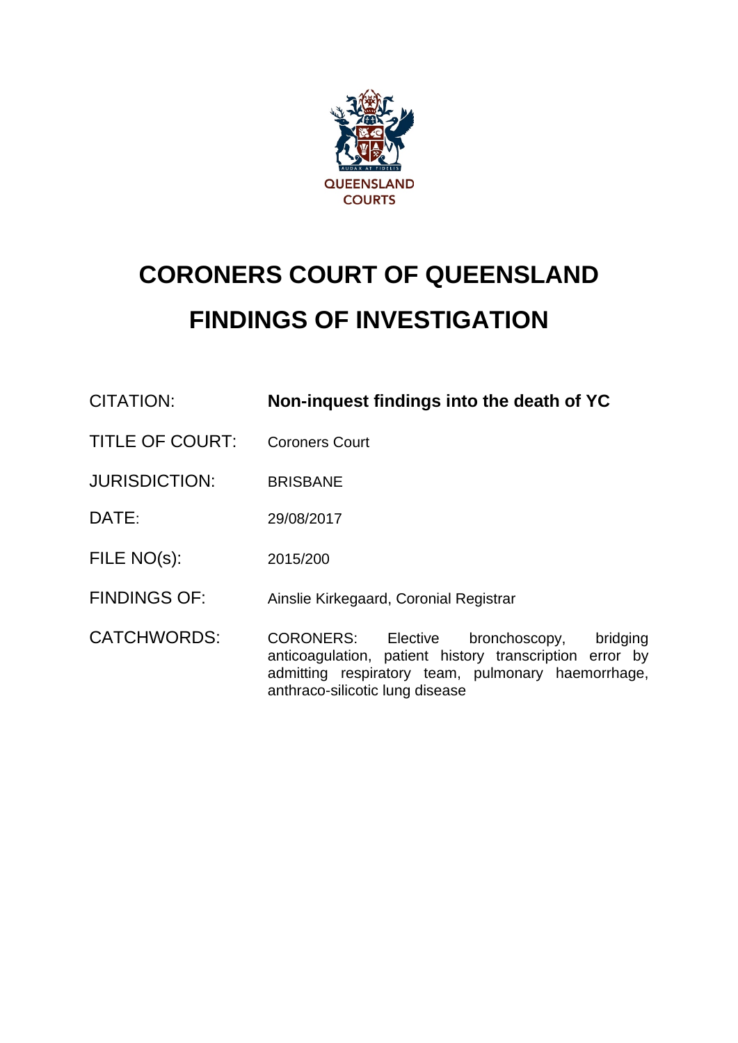QUEENSLAND COURTS

# CORONERS COURT OF QUEENSLAND
# FINDINGS OF INVESTIGATION

| | |
|---|---|
| CITATION: | **Non-inquest findings into the death of YC** |
| TITLE OF COURT: | Coroners Court |
| JURISDICTION: | BRISBANE |
| DATE: | 29/08/2017 |
| FILE NO(s): | 2015/200 |
| FINDINGS OF: | Ainslie Kirkegaard, Coronial Registrar |
| CATCHWORDS: | CORONERS: Elective bronchoscopy, bridging anticoagulation, patient history transcription error by admitting respiratory team, pulmonary haemorrhage, anthraco-silicotic lung disease |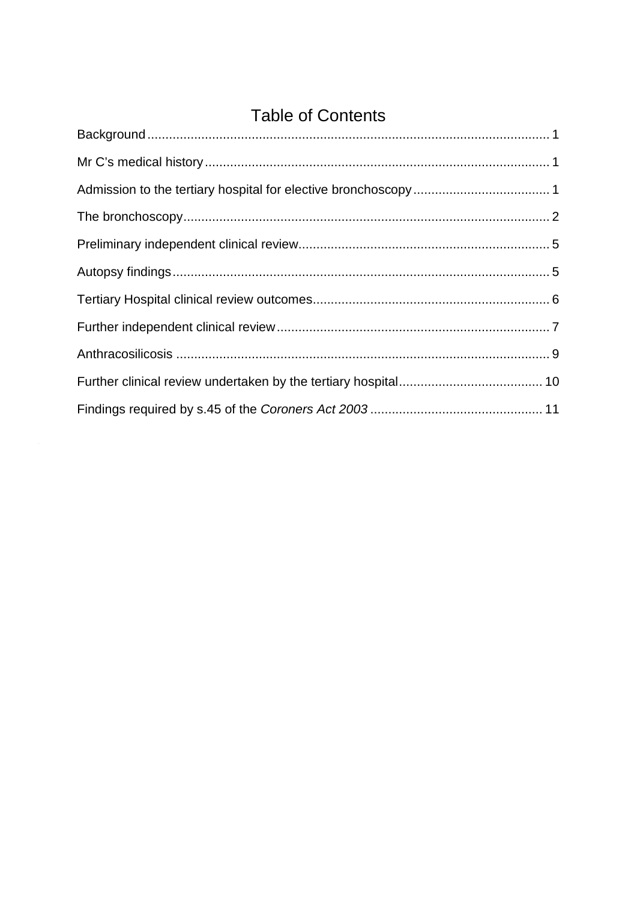# Table of Contents

Background ............................................................................................................ 1

Mr C's medical history ............................................................................................ 1

Admission to the tertiary hospital for elective bronchoscopy ..................................... 1

The bronchoscopy .................................................................................................. 2

Preliminary independent clinical review .................................................................... 5

Autopsy findings ..................................................................................................... 5

Tertiary Hospital clinical review outcomes ................................................................. 6

Further independent clinical review .......................................................................... 7

Anthracosilicosis ..................................................................................................... 9

Further clinical review undertaken by the tertiary hospital ....................................... 10

Findings required by s.45 of the *Coroners Act 2003* .............................................. 11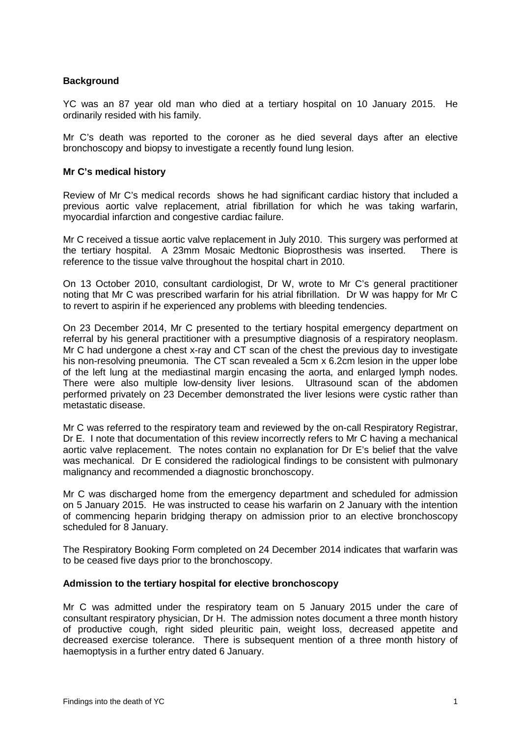**Background**

YC was an 87 year old man who died at a tertiary hospital on 10 January 2015. He ordinarily resided with his family.

Mr C's death was reported to the coroner as he died several days after an elective bronchoscopy and biopsy to investigate a recently found lung lesion.

**Mr C's medical history**

Review of Mr C's medical records shows he had significant cardiac history that included a previous aortic valve replacement, atrial fibrillation for which he was taking warfarin, myocardial infarction and congestive cardiac failure.

Mr C received a tissue aortic valve replacement in July 2010. This surgery was performed at the tertiary hospital. A 23mm Mosaic Medtonic Bioprosthesis was inserted. There is reference to the tissue valve throughout the hospital chart in 2010.

On 13 October 2010, consultant cardiologist, Dr W, wrote to Mr C's general practitioner noting that Mr C was prescribed warfarin for his atrial fibrillation. Dr W was happy for Mr C to revert to aspirin if he experienced any problems with bleeding tendencies.

On 23 December 2014, Mr C presented to the tertiary hospital emergency department on referral by his general practitioner with a presumptive diagnosis of a respiratory neoplasm. Mr C had undergone a chest x-ray and CT scan of the chest the previous day to investigate his non-resolving pneumonia. The CT scan revealed a 5cm x 6.2cm lesion in the upper lobe of the left lung at the mediastinal margin encasing the aorta, and enlarged lymph nodes. There were also multiple low-density liver lesions. Ultrasound scan of the abdomen performed privately on 23 December demonstrated the liver lesions were cystic rather than metastatic disease.

Mr C was referred to the respiratory team and reviewed by the on-call Respiratory Registrar, Dr E. I note that documentation of this review incorrectly refers to Mr C having a mechanical aortic valve replacement. The notes contain no explanation for Dr E's belief that the valve was mechanical. Dr E considered the radiological findings to be consistent with pulmonary malignancy and recommended a diagnostic bronchoscopy.

Mr C was discharged home from the emergency department and scheduled for admission on 5 January 2015. He was instructed to cease his warfarin on 2 January with the intention of commencing heparin bridging therapy on admission prior to an elective bronchoscopy scheduled for 8 January.

The Respiratory Booking Form completed on 24 December 2014 indicates that warfarin was to be ceased five days prior to the bronchoscopy.

**Admission to the tertiary hospital for elective bronchoscopy**

Mr C was admitted under the respiratory team on 5 January 2015 under the care of consultant respiratory physician, Dr H. The admission notes document a three month history of productive cough, right sided pleuritic pain, weight loss, decreased appetite and decreased exercise tolerance. There is subsequent mention of a three month history of haemoptysis in a further entry dated 6 January.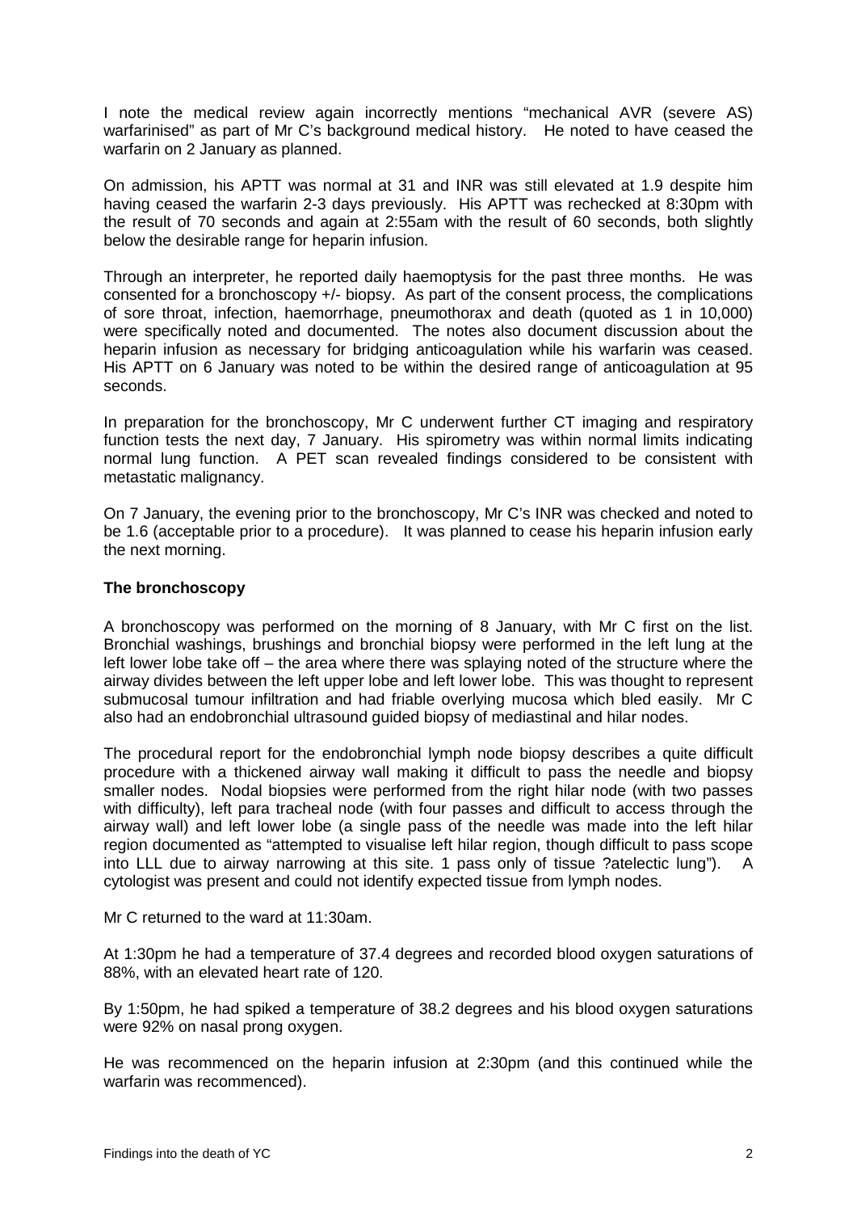I note the medical review again incorrectly mentions "mechanical AVR (severe AS) warfarinised" as part of Mr C's background medical history. He noted to have ceased the warfarin on 2 January as planned.

On admission, his APTT was normal at 31 and INR was still elevated at 1.9 despite him having ceased the warfarin 2-3 days previously. His APTT was rechecked at 8:30pm with the result of 70 seconds and again at 2:55am with the result of 60 seconds, both slightly below the desirable range for heparin infusion.

Through an interpreter, he reported daily haemoptysis for the past three months. He was consented for a bronchoscopy +/- biopsy. As part of the consent process, the complications of sore throat, infection, haemorrhage, pneumothorax and death (quoted as 1 in 10,000) were specifically noted and documented. The notes also document discussion about the heparin infusion as necessary for bridging anticoagulation while his warfarin was ceased. His APTT on 6 January was noted to be within the desired range of anticoagulation at 95 seconds.

In preparation for the bronchoscopy, Mr C underwent further CT imaging and respiratory function tests the next day, 7 January. His spirometry was within normal limits indicating normal lung function. A PET scan revealed findings considered to be consistent with metastatic malignancy.

On 7 January, the evening prior to the bronchoscopy, Mr C's INR was checked and noted to be 1.6 (acceptable prior to a procedure). It was planned to cease his heparin infusion early the next morning.

**The bronchoscopy**

A bronchoscopy was performed on the morning of 8 January, with Mr C first on the list. Bronchial washings, brushings and bronchial biopsy were performed in the left lung at the left lower lobe take off – the area where there was splaying noted of the structure where the airway divides between the left upper lobe and left lower lobe. This was thought to represent submucosal tumour infiltration and had friable overlying mucosa which bled easily. Mr C also had an endobronchial ultrasound guided biopsy of mediastinal and hilar nodes.

The procedural report for the endobronchial lymph node biopsy describes a quite difficult procedure with a thickened airway wall making it difficult to pass the needle and biopsy smaller nodes. Nodal biopsies were performed from the right hilar node (with two passes with difficulty), left para tracheal node (with four passes and difficult to access through the airway wall) and left lower lobe (a single pass of the needle was made into the left hilar region documented as "attempted to visualise left hilar region, though difficult to pass scope into LLL due to airway narrowing at this site. 1 pass only of tissue ?atelectic lung"). A cytologist was present and could not identify expected tissue from lymph nodes.

Mr C returned to the ward at 11:30am.

At 1:30pm he had a temperature of 37.4 degrees and recorded blood oxygen saturations of 88%, with an elevated heart rate of 120.

By 1:50pm, he had spiked a temperature of 38.2 degrees and his blood oxygen saturations were 92% on nasal prong oxygen.

He was recommenced on the heparin infusion at 2:30pm (and this continued while the warfarin was recommenced).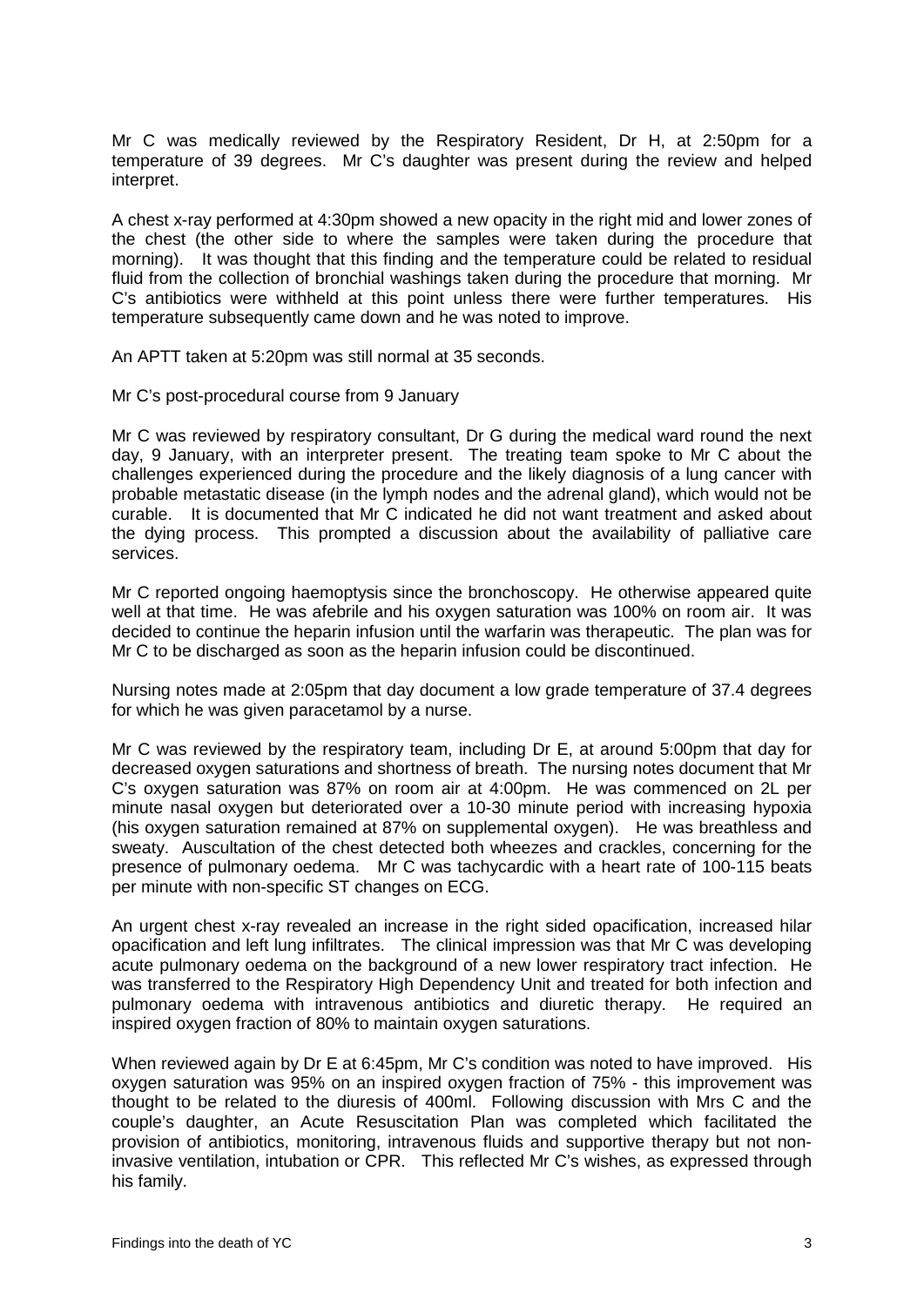Mr C was medically reviewed by the Respiratory Resident, Dr H, at 2:50pm for a temperature of 39 degrees. Mr C's daughter was present during the review and helped interpret.

A chest x-ray performed at 4:30pm showed a new opacity in the right mid and lower zones of the chest (the other side to where the samples were taken during the procedure that morning). It was thought that this finding and the temperature could be related to residual fluid from the collection of bronchial washings taken during the procedure that morning. Mr C's antibiotics were withheld at this point unless there were further temperatures. His temperature subsequently came down and he was noted to improve.

An APTT taken at 5:20pm was still normal at 35 seconds.

Mr C's post-procedural course from 9 January

Mr C was reviewed by respiratory consultant, Dr G during the medical ward round the next day, 9 January, with an interpreter present. The treating team spoke to Mr C about the challenges experienced during the procedure and the likely diagnosis of a lung cancer with probable metastatic disease (in the lymph nodes and the adrenal gland), which would not be curable. It is documented that Mr C indicated he did not want treatment and asked about the dying process. This prompted a discussion about the availability of palliative care services.

Mr C reported ongoing haemoptysis since the bronchoscopy. He otherwise appeared quite well at that time. He was afebrile and his oxygen saturation was 100% on room air. It was decided to continue the heparin infusion until the warfarin was therapeutic. The plan was for Mr C to be discharged as soon as the heparin infusion could be discontinued.

Nursing notes made at 2:05pm that day document a low grade temperature of 37.4 degrees for which he was given paracetamol by a nurse.

Mr C was reviewed by the respiratory team, including Dr E, at around 5:00pm that day for decreased oxygen saturations and shortness of breath. The nursing notes document that Mr C's oxygen saturation was 87% on room air at 4:00pm. He was commenced on 2L per minute nasal oxygen but deteriorated over a 10-30 minute period with increasing hypoxia (his oxygen saturation remained at 87% on supplemental oxygen). He was breathless and sweaty. Auscultation of the chest detected both wheezes and crackles, concerning for the presence of pulmonary oedema. Mr C was tachycardic with a heart rate of 100-115 beats per minute with non-specific ST changes on ECG.

An urgent chest x-ray revealed an increase in the right sided opacification, increased hilar opacification and left lung infiltrates. The clinical impression was that Mr C was developing acute pulmonary oedema on the background of a new lower respiratory tract infection. He was transferred to the Respiratory High Dependency Unit and treated for both infection and pulmonary oedema with intravenous antibiotics and diuretic therapy. He required an inspired oxygen fraction of 80% to maintain oxygen saturations.

When reviewed again by Dr E at 6:45pm, Mr C's condition was noted to have improved. His oxygen saturation was 95% on an inspired oxygen fraction of 75% - this improvement was thought to be related to the diuresis of 400ml. Following discussion with Mrs C and the couple's daughter, an Acute Resuscitation Plan was completed which facilitated the provision of antibiotics, monitoring, intravenous fluids and supportive therapy but not non-invasive ventilation, intubation or CPR. This reflected Mr C's wishes, as expressed through his family.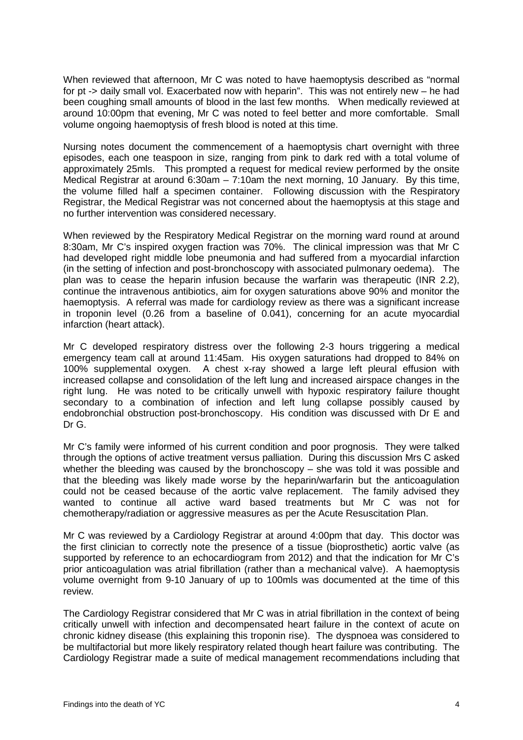When reviewed that afternoon, Mr C was noted to have haemoptysis described as "normal for pt -> daily small vol. Exacerbated now with heparin". This was not entirely new – he had been coughing small amounts of blood in the last few months. When medically reviewed at around 10:00pm that evening, Mr C was noted to feel better and more comfortable. Small volume ongoing haemoptysis of fresh blood is noted at this time.

Nursing notes document the commencement of a haemoptysis chart overnight with three episodes, each one teaspoon in size, ranging from pink to dark red with a total volume of approximately 25mls. This prompted a request for medical review performed by the onsite Medical Registrar at around 6:30am – 7:10am the next morning, 10 January. By this time, the volume filled half a specimen container. Following discussion with the Respiratory Registrar, the Medical Registrar was not concerned about the haemoptysis at this stage and no further intervention was considered necessary.

When reviewed by the Respiratory Medical Registrar on the morning ward round at around 8:30am, Mr C's inspired oxygen fraction was 70%. The clinical impression was that Mr C had developed right middle lobe pneumonia and had suffered from a myocardial infarction (in the setting of infection and post-bronchoscopy with associated pulmonary oedema). The plan was to cease the heparin infusion because the warfarin was therapeutic (INR 2.2), continue the intravenous antibiotics, aim for oxygen saturations above 90% and monitor the haemoptysis. A referral was made for cardiology review as there was a significant increase in troponin level (0.26 from a baseline of 0.041), concerning for an acute myocardial infarction (heart attack).

Mr C developed respiratory distress over the following 2-3 hours triggering a medical emergency team call at around 11:45am. His oxygen saturations had dropped to 84% on 100% supplemental oxygen. A chest x-ray showed a large left pleural effusion with increased collapse and consolidation of the left lung and increased airspace changes in the right lung. He was noted to be critically unwell with hypoxic respiratory failure thought secondary to a combination of infection and left lung collapse possibly caused by endobronchial obstruction post-bronchoscopy. His condition was discussed with Dr E and Dr G.

Mr C's family were informed of his current condition and poor prognosis. They were talked through the options of active treatment versus palliation. During this discussion Mrs C asked whether the bleeding was caused by the bronchoscopy – she was told it was possible and that the bleeding was likely made worse by the heparin/warfarin but the anticoagulation could not be ceased because of the aortic valve replacement. The family advised they wanted to continue all active ward based treatments but Mr C was not for chemotherapy/radiation or aggressive measures as per the Acute Resuscitation Plan.

Mr C was reviewed by a Cardiology Registrar at around 4:00pm that day. This doctor was the first clinician to correctly note the presence of a tissue (bioprosthetic) aortic valve (as supported by reference to an echocardiogram from 2012) and that the indication for Mr C's prior anticoagulation was atrial fibrillation (rather than a mechanical valve). A haemoptysis volume overnight from 9-10 January of up to 100mls was documented at the time of this review.

The Cardiology Registrar considered that Mr C was in atrial fibrillation in the context of being critically unwell with infection and decompensated heart failure in the context of acute on chronic kidney disease (this explaining this troponin rise). The dyspnoea was considered to be multifactorial but more likely respiratory related though heart failure was contributing. The Cardiology Registrar made a suite of medical management recommendations including that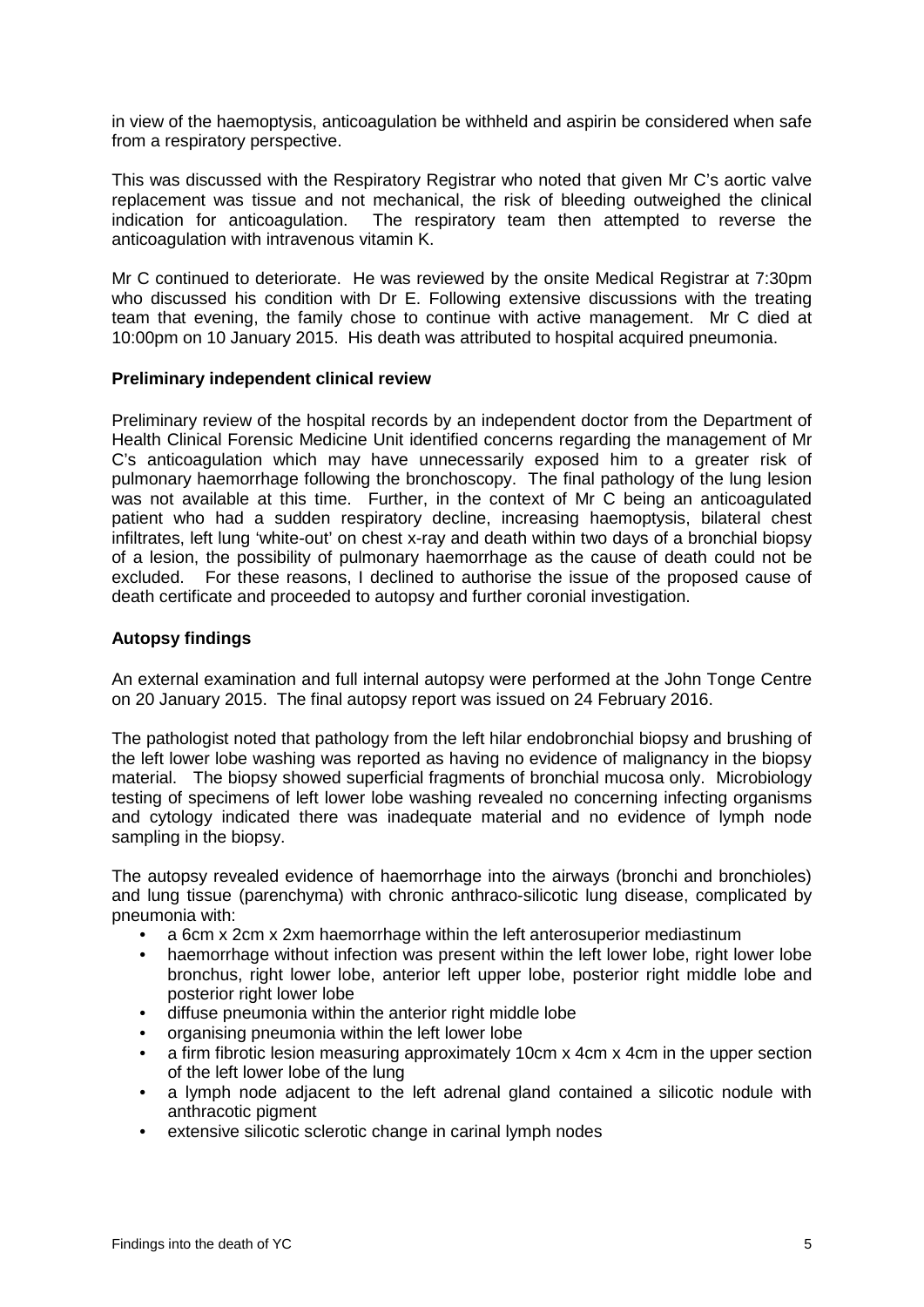in view of the haemoptysis, anticoagulation be withheld and aspirin be considered when safe from a respiratory perspective.

This was discussed with the Respiratory Registrar who noted that given Mr C's aortic valve replacement was tissue and not mechanical, the risk of bleeding outweighed the clinical indication for anticoagulation. The respiratory team then attempted to reverse the anticoagulation with intravenous vitamin K.

Mr C continued to deteriorate. He was reviewed by the onsite Medical Registrar at 7:30pm who discussed his condition with Dr E. Following extensive discussions with the treating team that evening, the family chose to continue with active management. Mr C died at 10:00pm on 10 January 2015. His death was attributed to hospital acquired pneumonia.

**Preliminary independent clinical review**

Preliminary review of the hospital records by an independent doctor from the Department of Health Clinical Forensic Medicine Unit identified concerns regarding the management of Mr C's anticoagulation which may have unnecessarily exposed him to a greater risk of pulmonary haemorrhage following the bronchoscopy. The final pathology of the lung lesion was not available at this time. Further, in the context of Mr C being an anticoagulated patient who had a sudden respiratory decline, increasing haemoptysis, bilateral chest infiltrates, left lung 'white-out' on chest x-ray and death within two days of a bronchial biopsy of a lesion, the possibility of pulmonary haemorrhage as the cause of death could not be excluded. For these reasons, I declined to authorise the issue of the proposed cause of death certificate and proceeded to autopsy and further coronial investigation.

**Autopsy findings**

An external examination and full internal autopsy were performed at the John Tonge Centre on 20 January 2015. The final autopsy report was issued on 24 February 2016.

The pathologist noted that pathology from the left hilar endobronchial biopsy and brushing of the left lower lobe washing was reported as having no evidence of malignancy in the biopsy material. The biopsy showed superficial fragments of bronchial mucosa only. Microbiology testing of specimens of left lower lobe washing revealed no concerning infecting organisms and cytology indicated there was inadequate material and no evidence of lymph node sampling in the biopsy.

The autopsy revealed evidence of haemorrhage into the airways (bronchi and bronchioles) and lung tissue (parenchyma) with chronic anthraco-silicotic lung disease, complicated by pneumonia with:

- a 6cm x 2cm x 2xm haemorrhage within the left anterosuperior mediastinum
- haemorrhage without infection was present within the left lower lobe, right lower lobe bronchus, right lower lobe, anterior left upper lobe, posterior right middle lobe and posterior right lower lobe
- diffuse pneumonia within the anterior right middle lobe
- organising pneumonia within the left lower lobe
- a firm fibrotic lesion measuring approximately 10cm x 4cm x 4cm in the upper section of the left lower lobe of the lung
- a lymph node adjacent to the left adrenal gland contained a silicotic nodule with anthracotic pigment
- extensive silicotic sclerotic change in carinal lymph nodes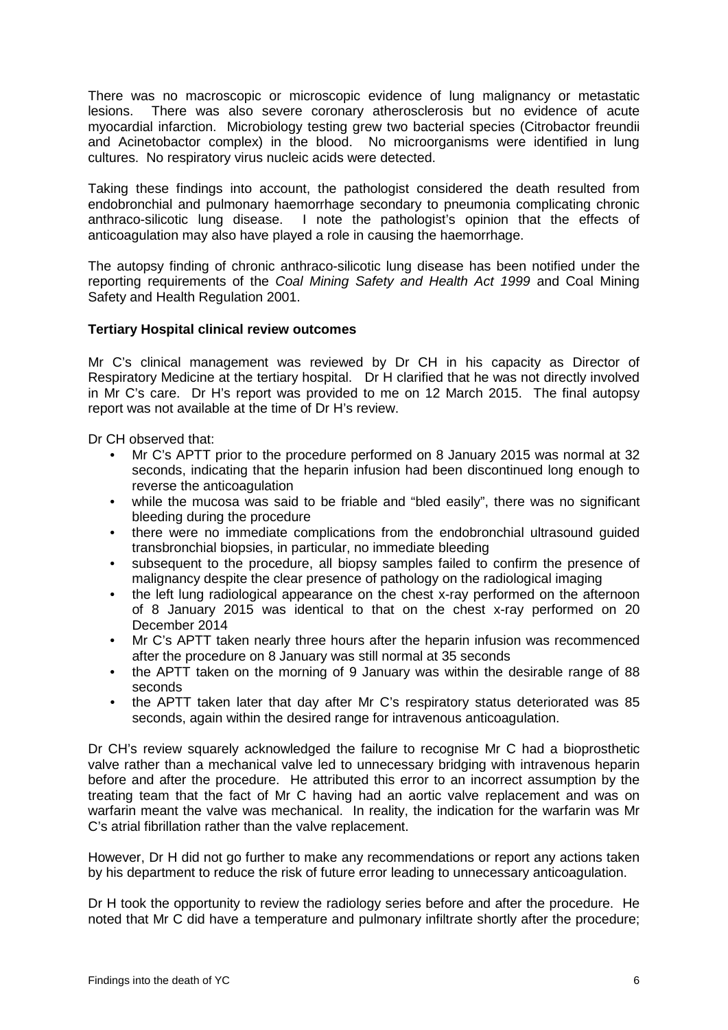There was no macroscopic or microscopic evidence of lung malignancy or metastatic lesions. There was also severe coronary atherosclerosis but no evidence of acute myocardial infarction. Microbiology testing grew two bacterial species (Citrobactor freundii and Acinetobactor complex) in the blood. No microorganisms were identified in lung cultures. No respiratory virus nucleic acids were detected.

Taking these findings into account, the pathologist considered the death resulted from endobronchial and pulmonary haemorrhage secondary to pneumonia complicating chronic anthraco-silicotic lung disease. I note the pathologist's opinion that the effects of anticoagulation may also have played a role in causing the haemorrhage.

The autopsy finding of chronic anthraco-silicotic lung disease has been notified under the reporting requirements of the *Coal Mining Safety and Health Act 1999* and Coal Mining Safety and Health Regulation 2001.

**Tertiary Hospital clinical review outcomes**

Mr C's clinical management was reviewed by Dr CH in his capacity as Director of Respiratory Medicine at the tertiary hospital. Dr H clarified that he was not directly involved in Mr C's care. Dr H's report was provided to me on 12 March 2015. The final autopsy report was not available at the time of Dr H's review.

Dr CH observed that:

- Mr C's APTT prior to the procedure performed on 8 January 2015 was normal at 32 seconds, indicating that the heparin infusion had been discontinued long enough to reverse the anticoagulation
- while the mucosa was said to be friable and "bled easily", there was no significant bleeding during the procedure
- there were no immediate complications from the endobronchial ultrasound guided transbronchial biopsies, in particular, no immediate bleeding
- subsequent to the procedure, all biopsy samples failed to confirm the presence of malignancy despite the clear presence of pathology on the radiological imaging
- the left lung radiological appearance on the chest x-ray performed on the afternoon of 8 January 2015 was identical to that on the chest x-ray performed on 20 December 2014
- Mr C's APTT taken nearly three hours after the heparin infusion was recommenced after the procedure on 8 January was still normal at 35 seconds
- the APTT taken on the morning of 9 January was within the desirable range of 88 seconds
- the APTT taken later that day after Mr C's respiratory status deteriorated was 85 seconds, again within the desired range for intravenous anticoagulation.

Dr CH's review squarely acknowledged the failure to recognise Mr C had a bioprosthetic valve rather than a mechanical valve led to unnecessary bridging with intravenous heparin before and after the procedure. He attributed this error to an incorrect assumption by the treating team that the fact of Mr C having had an aortic valve replacement and was on warfarin meant the valve was mechanical. In reality, the indication for the warfarin was Mr C's atrial fibrillation rather than the valve replacement.

However, Dr H did not go further to make any recommendations or report any actions taken by his department to reduce the risk of future error leading to unnecessary anticoagulation.

Dr H took the opportunity to review the radiology series before and after the procedure. He noted that Mr C did have a temperature and pulmonary infiltrate shortly after the procedure;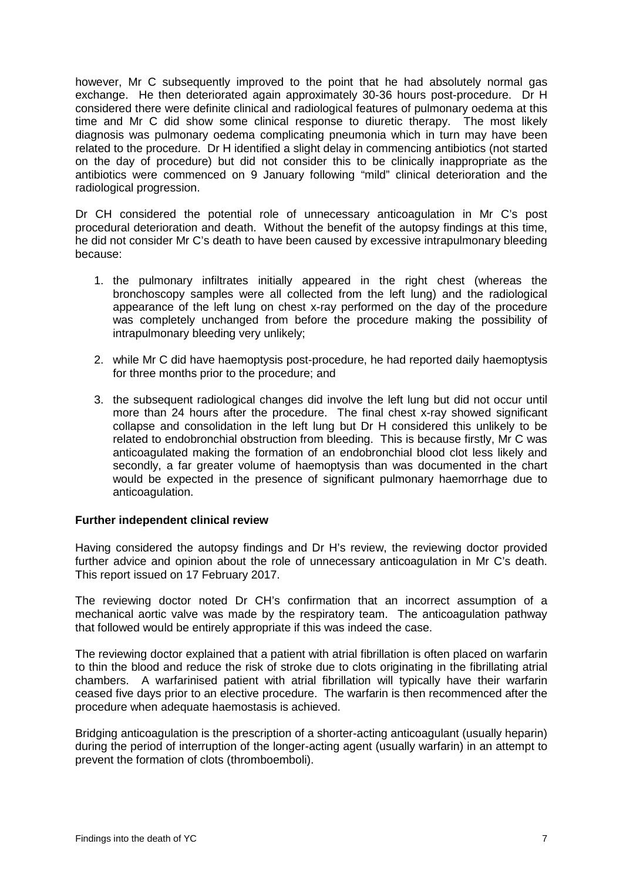however, Mr C subsequently improved to the point that he had absolutely normal gas exchange. He then deteriorated again approximately 30-36 hours post-procedure. Dr H considered there were definite clinical and radiological features of pulmonary oedema at this time and Mr C did show some clinical response to diuretic therapy. The most likely diagnosis was pulmonary oedema complicating pneumonia which in turn may have been related to the procedure. Dr H identified a slight delay in commencing antibiotics (not started on the day of procedure) but did not consider this to be clinically inappropriate as the antibiotics were commenced on 9 January following "mild" clinical deterioration and the radiological progression.

Dr CH considered the potential role of unnecessary anticoagulation in Mr C's post procedural deterioration and death. Without the benefit of the autopsy findings at this time, he did not consider Mr C's death to have been caused by excessive intrapulmonary bleeding because:

1. the pulmonary infiltrates initially appeared in the right chest (whereas the bronchoscopy samples were all collected from the left lung) and the radiological appearance of the left lung on chest x-ray performed on the day of the procedure was completely unchanged from before the procedure making the possibility of intrapulmonary bleeding very unlikely;

2. while Mr C did have haemoptysis post-procedure, he had reported daily haemoptysis for three months prior to the procedure; and

3. the subsequent radiological changes did involve the left lung but did not occur until more than 24 hours after the procedure. The final chest x-ray showed significant collapse and consolidation in the left lung but Dr H considered this unlikely to be related to endobronchial obstruction from bleeding. This is because firstly, Mr C was anticoagulated making the formation of an endobronchial blood clot less likely and secondly, a far greater volume of haemoptysis than was documented in the chart would be expected in the presence of significant pulmonary haemorrhage due to anticoagulation.

**Further independent clinical review**

Having considered the autopsy findings and Dr H's review, the reviewing doctor provided further advice and opinion about the role of unnecessary anticoagulation in Mr C's death. This report issued on 17 February 2017.

The reviewing doctor noted Dr CH's confirmation that an incorrect assumption of a mechanical aortic valve was made by the respiratory team. The anticoagulation pathway that followed would be entirely appropriate if this was indeed the case.

The reviewing doctor explained that a patient with atrial fibrillation is often placed on warfarin to thin the blood and reduce the risk of stroke due to clots originating in the fibrillating atrial chambers. A warfarinised patient with atrial fibrillation will typically have their warfarin ceased five days prior to an elective procedure. The warfarin is then recommenced after the procedure when adequate haemostasis is achieved.

Bridging anticoagulation is the prescription of a shorter-acting anticoagulant (usually heparin) during the period of interruption of the longer-acting agent (usually warfarin) in an attempt to prevent the formation of clots (thromboemboli).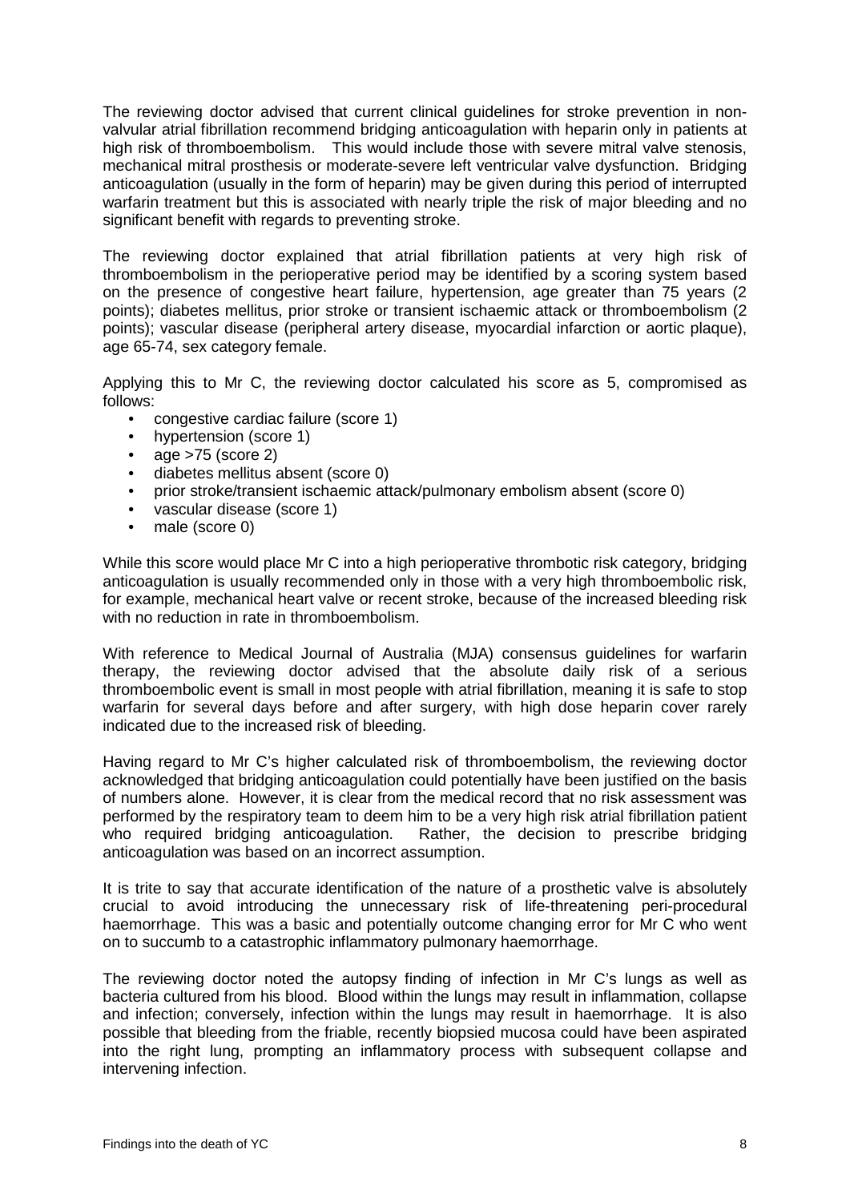The reviewing doctor advised that current clinical guidelines for stroke prevention in non-valvular atrial fibrillation recommend bridging anticoagulation with heparin only in patients at high risk of thromboembolism. This would include those with severe mitral valve stenosis, mechanical mitral prosthesis or moderate-severe left ventricular valve dysfunction. Bridging anticoagulation (usually in the form of heparin) may be given during this period of interrupted warfarin treatment but this is associated with nearly triple the risk of major bleeding and no significant benefit with regards to preventing stroke.

The reviewing doctor explained that atrial fibrillation patients at very high risk of thromboembolism in the perioperative period may be identified by a scoring system based on the presence of congestive heart failure, hypertension, age greater than 75 years (2 points); diabetes mellitus, prior stroke or transient ischaemic attack or thromboembolism (2 points); vascular disease (peripheral artery disease, myocardial infarction or aortic plaque), age 65-74, sex category female.

Applying this to Mr C, the reviewing doctor calculated his score as 5, compromised as follows:

- congestive cardiac failure (score 1)
- hypertension (score 1)
- age >75 (score 2)
- diabetes mellitus absent (score 0)
- prior stroke/transient ischaemic attack/pulmonary embolism absent (score 0)
- vascular disease (score 1)
- male (score 0)

While this score would place Mr C into a high perioperative thrombotic risk category, bridging anticoagulation is usually recommended only in those with a very high thromboembolic risk, for example, mechanical heart valve or recent stroke, because of the increased bleeding risk with no reduction in rate in thromboembolism.

With reference to Medical Journal of Australia (MJA) consensus guidelines for warfarin therapy, the reviewing doctor advised that the absolute daily risk of a serious thromboembolic event is small in most people with atrial fibrillation, meaning it is safe to stop warfarin for several days before and after surgery, with high dose heparin cover rarely indicated due to the increased risk of bleeding.

Having regard to Mr C's higher calculated risk of thromboembolism, the reviewing doctor acknowledged that bridging anticoagulation could potentially have been justified on the basis of numbers alone. However, it is clear from the medical record that no risk assessment was performed by the respiratory team to deem him to be a very high risk atrial fibrillation patient who required bridging anticoagulation. Rather, the decision to prescribe bridging anticoagulation was based on an incorrect assumption.

It is trite to say that accurate identification of the nature of a prosthetic valve is absolutely crucial to avoid introducing the unnecessary risk of life-threatening peri-procedural haemorrhage. This was a basic and potentially outcome changing error for Mr C who went on to succumb to a catastrophic inflammatory pulmonary haemorrhage.

The reviewing doctor noted the autopsy finding of infection in Mr C's lungs as well as bacteria cultured from his blood. Blood within the lungs may result in inflammation, collapse and infection; conversely, infection within the lungs may result in haemorrhage. It is also possible that bleeding from the friable, recently biopsied mucosa could have been aspirated into the right lung, prompting an inflammatory process with subsequent collapse and intervening infection.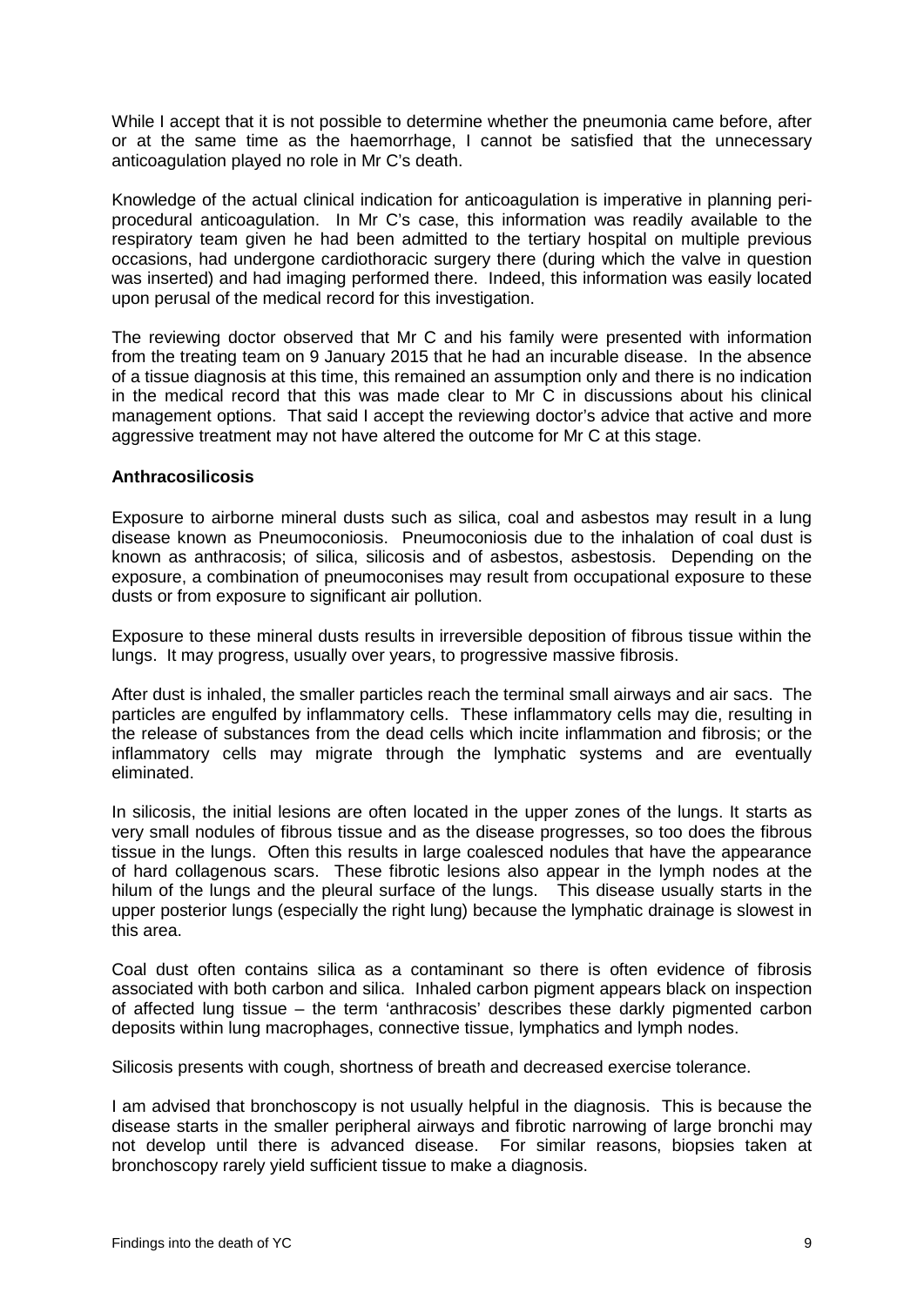While I accept that it is not possible to determine whether the pneumonia came before, after or at the same time as the haemorrhage, I cannot be satisfied that the unnecessary anticoagulation played no role in Mr C's death.

Knowledge of the actual clinical indication for anticoagulation is imperative in planning peri-procedural anticoagulation. In Mr C's case, this information was readily available to the respiratory team given he had been admitted to the tertiary hospital on multiple previous occasions, had undergone cardiothoracic surgery there (during which the valve in question was inserted) and had imaging performed there. Indeed, this information was easily located upon perusal of the medical record for this investigation.

The reviewing doctor observed that Mr C and his family were presented with information from the treating team on 9 January 2015 that he had an incurable disease. In the absence of a tissue diagnosis at this time, this remained an assumption only and there is no indication in the medical record that this was made clear to Mr C in discussions about his clinical management options. That said I accept the reviewing doctor's advice that active and more aggressive treatment may not have altered the outcome for Mr C at this stage.

**Anthracosilicosis**

Exposure to airborne mineral dusts such as silica, coal and asbestos may result in a lung disease known as Pneumoconiosis. Pneumoconiosis due to the inhalation of coal dust is known as anthracosis; of silica, silicosis and of asbestos, asbestosis. Depending on the exposure, a combination of pneumoconises may result from occupational exposure to these dusts or from exposure to significant air pollution.

Exposure to these mineral dusts results in irreversible deposition of fibrous tissue within the lungs. It may progress, usually over years, to progressive massive fibrosis.

After dust is inhaled, the smaller particles reach the terminal small airways and air sacs. The particles are engulfed by inflammatory cells. These inflammatory cells may die, resulting in the release of substances from the dead cells which incite inflammation and fibrosis; or the inflammatory cells may migrate through the lymphatic systems and are eventually eliminated.

In silicosis, the initial lesions are often located in the upper zones of the lungs. It starts as very small nodules of fibrous tissue and as the disease progresses, so too does the fibrous tissue in the lungs. Often this results in large coalesced nodules that have the appearance of hard collagenous scars. These fibrotic lesions also appear in the lymph nodes at the hilum of the lungs and the pleural surface of the lungs. This disease usually starts in the upper posterior lungs (especially the right lung) because the lymphatic drainage is slowest in this area.

Coal dust often contains silica as a contaminant so there is often evidence of fibrosis associated with both carbon and silica. Inhaled carbon pigment appears black on inspection of affected lung tissue – the term 'anthracosis' describes these darkly pigmented carbon deposits within lung macrophages, connective tissue, lymphatics and lymph nodes.

Silicosis presents with cough, shortness of breath and decreased exercise tolerance.

I am advised that bronchoscopy is not usually helpful in the diagnosis. This is because the disease starts in the smaller peripheral airways and fibrotic narrowing of large bronchi may not develop until there is advanced disease. For similar reasons, biopsies taken at bronchoscopy rarely yield sufficient tissue to make a diagnosis.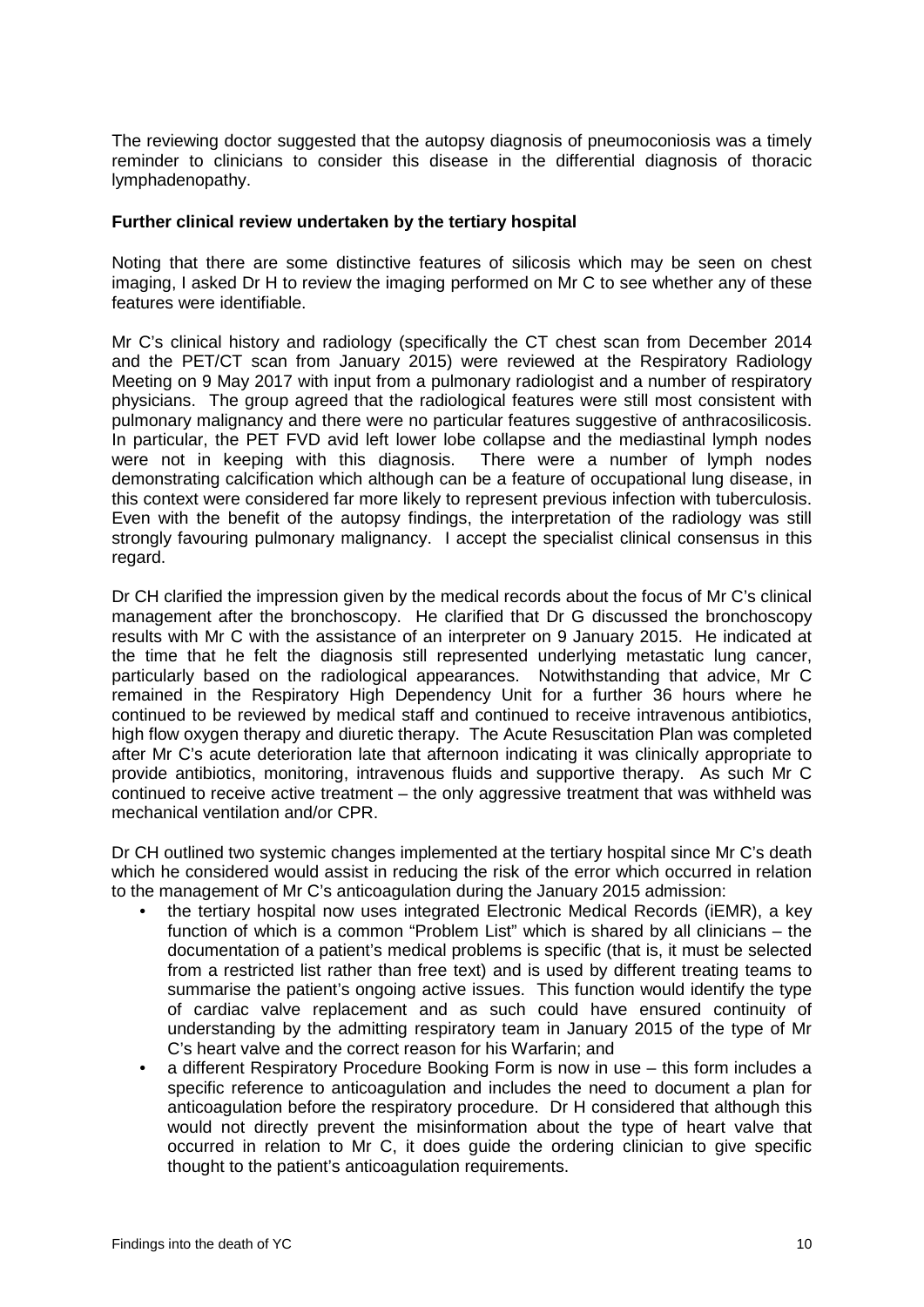The reviewing doctor suggested that the autopsy diagnosis of pneumoconiosis was a timely reminder to clinicians to consider this disease in the differential diagnosis of thoracic lymphadenopathy.

**Further clinical review undertaken by the tertiary hospital**

Noting that there are some distinctive features of silicosis which may be seen on chest imaging, I asked Dr H to review the imaging performed on Mr C to see whether any of these features were identifiable.

Mr C's clinical history and radiology (specifically the CT chest scan from December 2014 and the PET/CT scan from January 2015) were reviewed at the Respiratory Radiology Meeting on 9 May 2017 with input from a pulmonary radiologist and a number of respiratory physicians. The group agreed that the radiological features were still most consistent with pulmonary malignancy and there were no particular features suggestive of anthracosilicosis. In particular, the PET FVD avid left lower lobe collapse and the mediastinal lymph nodes were not in keeping with this diagnosis. There were a number of lymph nodes demonstrating calcification which although can be a feature of occupational lung disease, in this context were considered far more likely to represent previous infection with tuberculosis. Even with the benefit of the autopsy findings, the interpretation of the radiology was still strongly favouring pulmonary malignancy. I accept the specialist clinical consensus in this regard.

Dr CH clarified the impression given by the medical records about the focus of Mr C's clinical management after the bronchoscopy. He clarified that Dr G discussed the bronchoscopy results with Mr C with the assistance of an interpreter on 9 January 2015. He indicated at the time that he felt the diagnosis still represented underlying metastatic lung cancer, particularly based on the radiological appearances. Notwithstanding that advice, Mr C remained in the Respiratory High Dependency Unit for a further 36 hours where he continued to be reviewed by medical staff and continued to receive intravenous antibiotics, high flow oxygen therapy and diuretic therapy. The Acute Resuscitation Plan was completed after Mr C's acute deterioration late that afternoon indicating it was clinically appropriate to provide antibiotics, monitoring, intravenous fluids and supportive therapy. As such Mr C continued to receive active treatment – the only aggressive treatment that was withheld was mechanical ventilation and/or CPR.

Dr CH outlined two systemic changes implemented at the tertiary hospital since Mr C's death which he considered would assist in reducing the risk of the error which occurred in relation to the management of Mr C's anticoagulation during the January 2015 admission:

- the tertiary hospital now uses integrated Electronic Medical Records (iEMR), a key function of which is a common "Problem List" which is shared by all clinicians – the documentation of a patient's medical problems is specific (that is, it must be selected from a restricted list rather than free text) and is used by different treating teams to summarise the patient's ongoing active issues. This function would identify the type of cardiac valve replacement and as such could have ensured continuity of understanding by the admitting respiratory team in January 2015 of the type of Mr C's heart valve and the correct reason for his Warfarin; and
- a different Respiratory Procedure Booking Form is now in use – this form includes a specific reference to anticoagulation and includes the need to document a plan for anticoagulation before the respiratory procedure. Dr H considered that although this would not directly prevent the misinformation about the type of heart valve that occurred in relation to Mr C, it does guide the ordering clinician to give specific thought to the patient's anticoagulation requirements.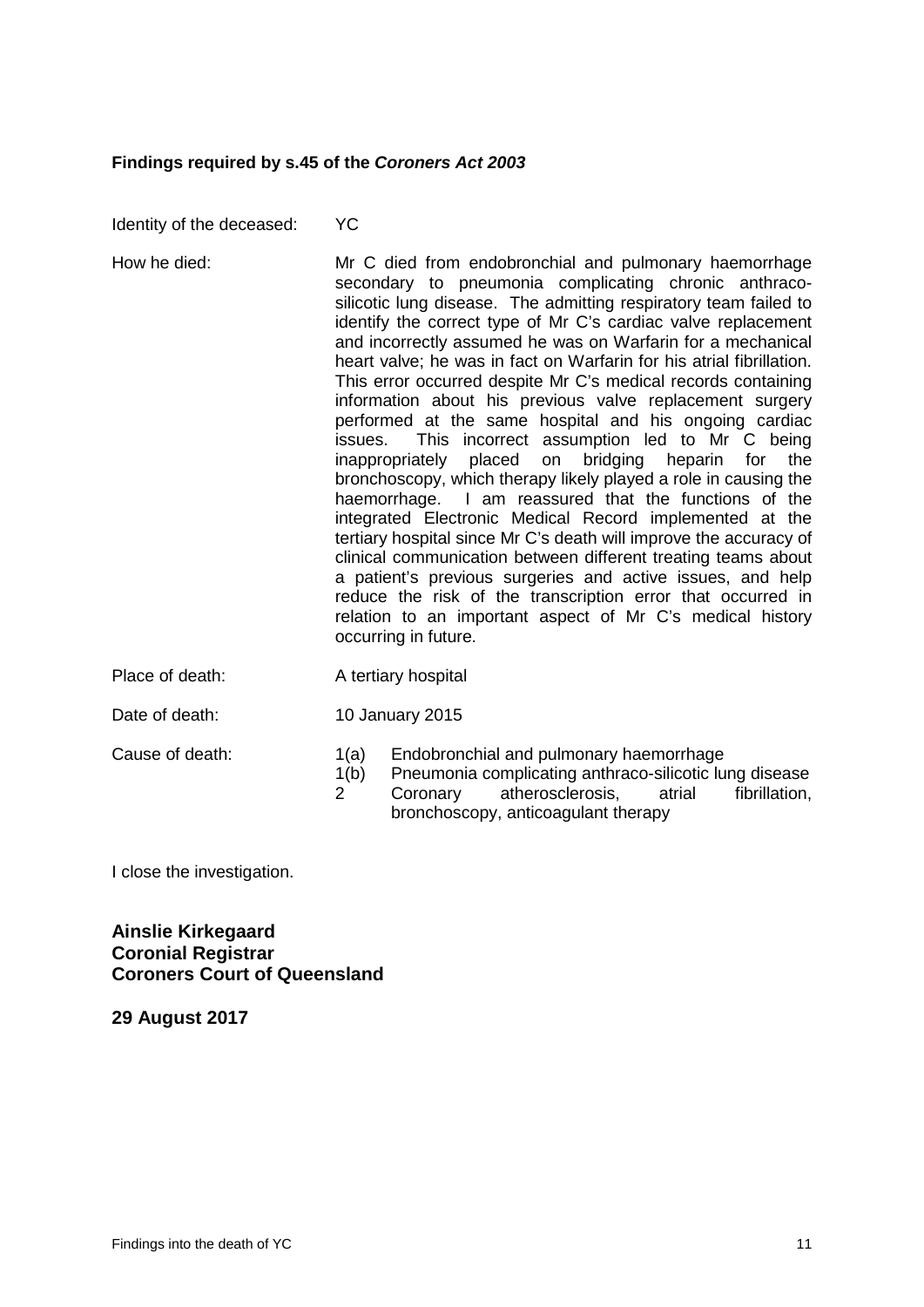**Findings required by s.45 of the *Coroners Act 2003***

| | |
|---|---|
| Identity of the deceased: | YC |
| How he died: | Mr C died from endobronchial and pulmonary haemorrhage secondary to pneumonia complicating chronic anthraco-silicotic lung disease. The admitting respiratory team failed to identify the correct type of Mr C's cardiac valve replacement and incorrectly assumed he was on Warfarin for a mechanical heart valve; he was in fact on Warfarin for his atrial fibrillation. This error occurred despite Mr C's medical records containing information about his previous valve replacement surgery performed at the same hospital and his ongoing cardiac issues. This incorrect assumption led to Mr C being inappropriately placed on bridging heparin for the bronchoscopy, which therapy likely played a role in causing the haemorrhage. I am reassured that the functions of the integrated Electronic Medical Record implemented at the tertiary hospital since Mr C's death will improve the accuracy of clinical communication between different treating teams about a patient's previous surgeries and active issues, and help reduce the risk of the transcription error that occurred in relation to an important aspect of Mr C's medical history occurring in future. |
| Place of death: | A tertiary hospital |
| Date of death: | 10 January 2015 |
| Cause of death: | 1(a) Endobronchial and pulmonary haemorrhage<br>1(b) Pneumonia complicating anthraco-silicotic lung disease<br>2 Coronary atherosclerosis, atrial fibrillation, bronchoscopy, anticoagulant therapy |

I close the investigation.

**Ainslie Kirkegaard**
**Coronial Registrar**
**Coroners Court of Queensland**

**29 August 2017**